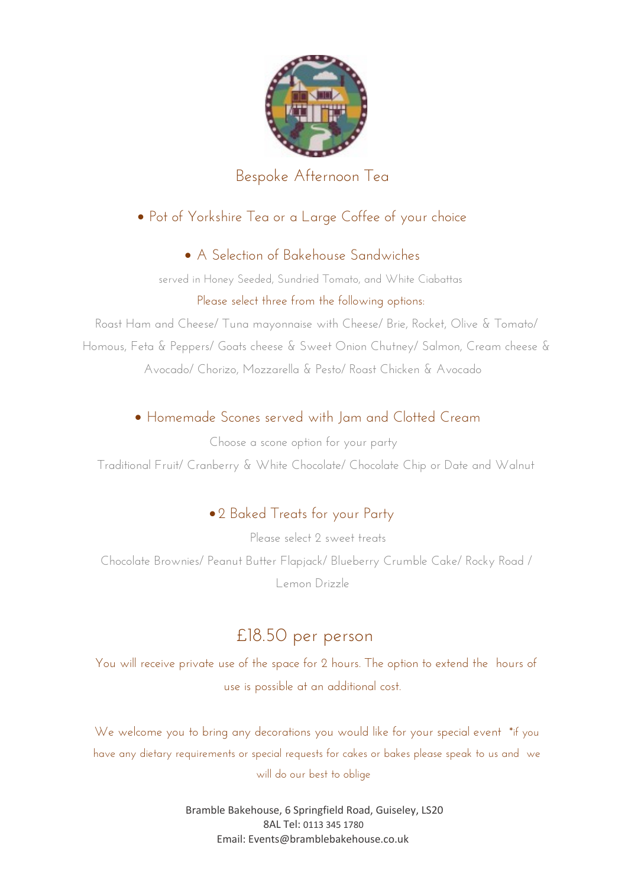# Bespoke Afternoon Tea

- Pot of Yorkshire Tea or a Large Coffee of your choice

- A Selection of Bakehouse Sandwiches

served in Honey Seeded, Sundried Tomato, and White Ciabattas

Please select three from the following options:

Roast Ham and Cheese/ Tuna mayonnaise with Cheese/ Brie, Rocket, Olive & Tomato/ Homous, Feta & Peppers/ Goats cheese & Sweet Onion Chutney/ Salmon, Cream cheese & Avocado/ Chorizo, Mozzarella & Pesto/ Roast Chicken & Avocado

- Homemade Scones served with Jam and Clotted Cream

Choose a scone option for your party

Traditional Fruit/ Cranberry & White Chocolate/ Chocolate Chip or Date and Walnut

- 2 Baked Treats for your Party

Please select 2 sweet treats

Chocolate Brownies/ Peanut Butter Flapjack/ Blueberry Crumble Cake/ Rocky Road / Lemon Drizzle

## £18.50 per person

You will receive private use of the space for 2 hours. The option to extend the hours of use is possible at an additional cost.

We welcome you to bring any decorations you would like for your special event *if you have any dietary requirements or special requests for cakes or bakes please speak to us and we will do our best to oblige

Bramble Bakehouse, 6 Springfield Road, Guiseley, LS20 8AL Tel: 0113 345 1780
Email: Events@bramblebakehouse.co.uk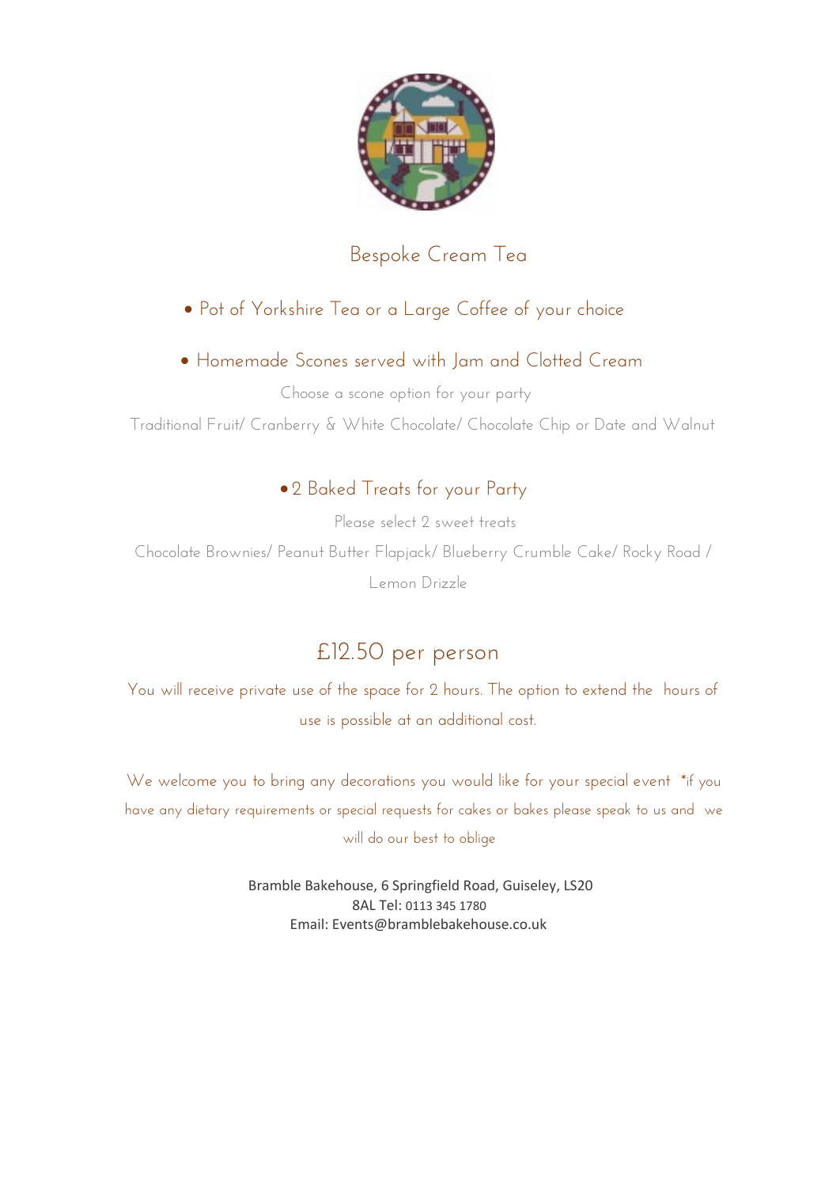# Bespoke Cream Tea

- Pot of Yorkshire Tea or a Large Coffee of your choice

- Homemade Scones served with Jam and Clotted Cream

Choose a scone option for your party

Traditional Fruit/ Cranberry & White Chocolate/ Chocolate Chip or Date and Walnut

- 2 Baked Treats for your Party

Please select 2 sweet treats

Chocolate Brownies/ Peanut Butter Flapjack/ Blueberry Crumble Cake/ Rocky Road / Lemon Drizzle

## £12.50 per person

You will receive private use of the space for 2 hours. The option to extend the hours of use is possible at an additional cost.

We welcome you to bring any decorations you would like for your special event *if you have any dietary requirements or special requests for cakes or bakes please speak to us and we will do our best to oblige

Bramble Bakehouse, 6 Springfield Road, Guiseley, LS20 8AL Tel: 0113 345 1780
Email: Events@bramblebakehouse.co.uk